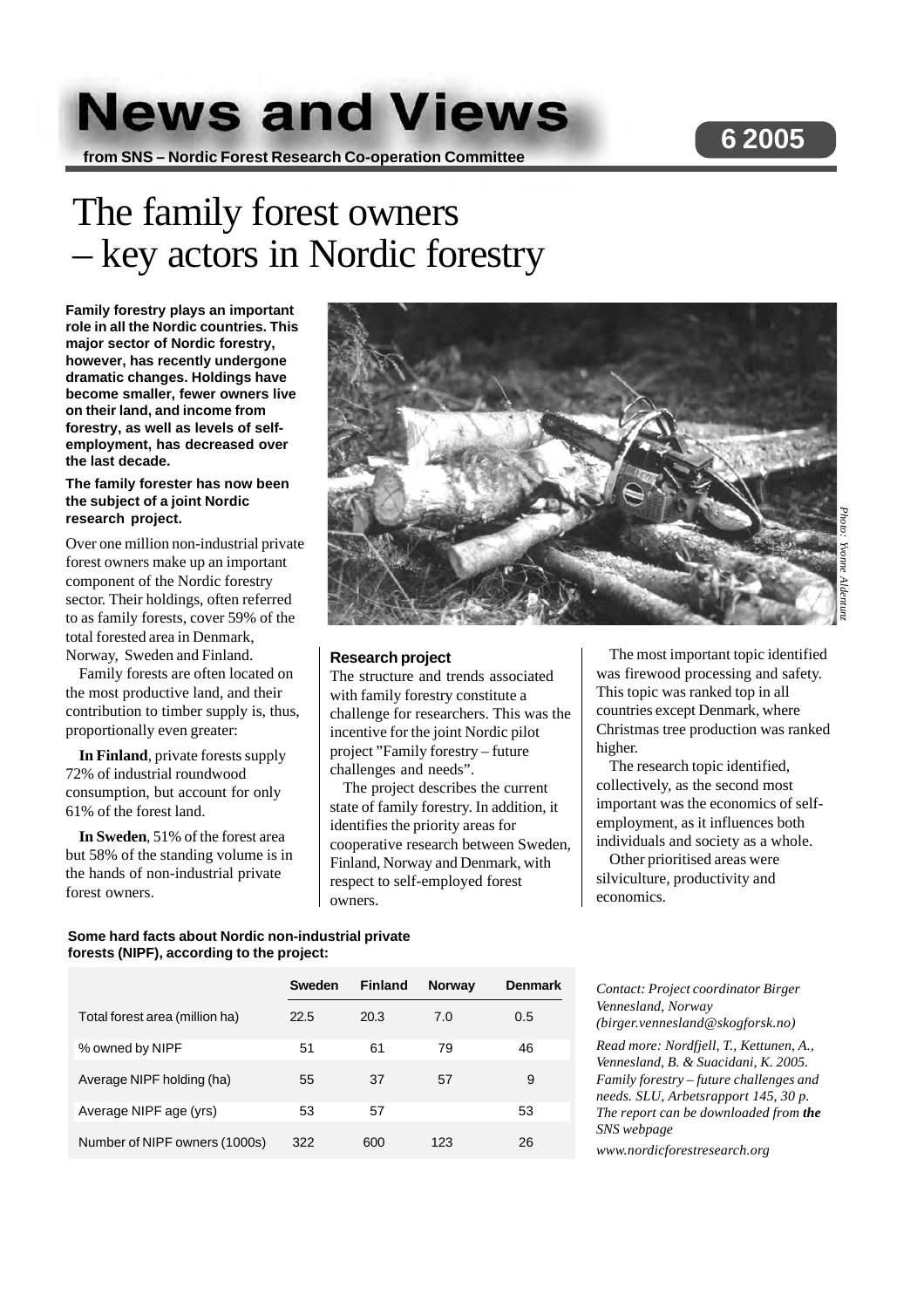# News and Views

**from SNS – Nordic Forest Research Co-operation Committee**

**6 2005**

# The family forest owners – key actors in Nordic forestry

**Family forestry plays an important role in all the Nordic countries. This major sector of Nordic forestry, however, has recently undergone dramatic changes. Holdings have become smaller, fewer owners live on their land, and income from forestry, as well as levels of self-employment, has decreased over the last decade.**

**The family forester has now been the subject of a joint Nordic research project.**

Over one million non-industrial private forest owners make up an important component of the Nordic forestry sector. Their holdings, often referred to as family forests, cover 59% of the total forested area in Denmark, Norway, Sweden and Finland.

Family forests are often located on the most productive land, and their contribution to timber supply is, thus, proportionally even greater:

**In Finland**, private forests supply 72% of industrial roundwood consumption, but account for only 61% of the forest land.

**In Sweden**, 51% of the forest area but 58% of the standing volume is in the hands of non-industrial private forest owners.

Photo: Yvonne Aldentun

### Research project

The structure and trends associated with family forestry constitute a challenge for researchers. This was the incentive for the joint Nordic pilot project "Family forestry – future challenges and needs".

The project describes the current state of family forestry. In addition, it identifies the priority areas for cooperative research between Sweden, Finland, Norway and Denmark, with respect to self-employed forest owners.

The most important topic identified was firewood processing and safety. This topic was ranked top in all countries except Denmark, where Christmas tree production was ranked higher.

The research topic identified, collectively, as the second most important was the economics of self-employment, as it influences both individuals and society as a whole.

Other prioritised areas were silviculture, productivity and economics.

**Some hard facts about Nordic non-industrial private forests (NIPF), according to the project:**

| | Sweden | Finland | Norway | Denmark |
|---|---|---|---|---|
| Total forest area (million ha) | 22.5 | 20.3 | 7.0 | 0.5 |
| % owned by NIPF | 51 | 61 | 79 | 46 |
| Average NIPF holding (ha) | 55 | 37 | 57 | 9 |
| Average NIPF age (yrs) | 53 | 57 | | 53 |
| Number of NIPF owners (1000s) | 322 | 600 | 123 | 26 |

*Contact: Project coordinator Birger Vennesland, Norway (birger.vennesland@skogforsk.no)*

*Read more: Nordfjell, T., Kettunen, A., Vennesland, B. & Suacidani, K. 2005. Family forestry – future challenges and needs. SLU, Arbetsrapport 145, 30 p. The report can be downloaded from* ***the SNS webpage***

*www.nordicforestresearch.org*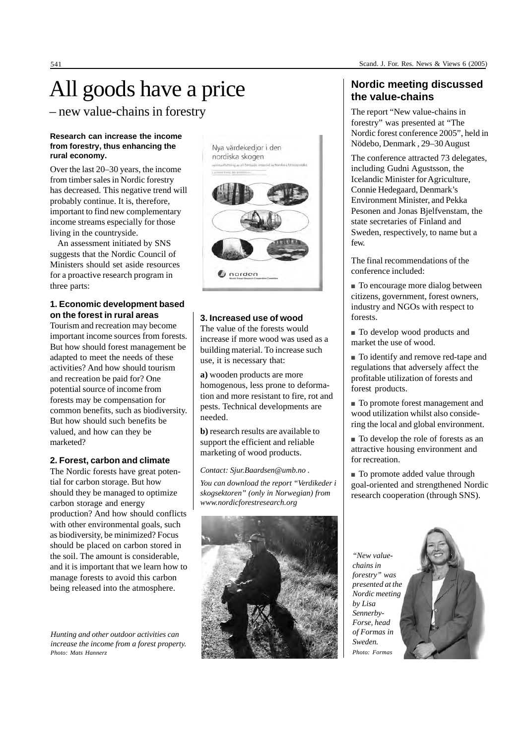# All goods have a price

– new value-chains in forestry

**Research can increase the income from forestry, thus enhancing the rural economy.**

Over the last 20–30 years, the income from timber sales in Nordic forestry has decreased. This negative trend will probably continue. It is, therefore, important to find new complementary income streams especially for those living in the countryside.

An assessment initiated by SNS suggests that the Nordic Council of Ministers should set aside resources for a proactive research program in three parts:

### 1. Economic development based on the forest in rural areas

Tourism and recreation may become important income sources from forests. But how should forest management be adapted to meet the needs of these activities? And how should tourism and recreation be paid for? One potential source of income from forests may be compensation for common benefits, such as biodiversity. But how should such benefits be valued, and how can they be marketed?

### 2. Forest, carbon and climate

The Nordic forests have great potential for carbon storage. But how should they be managed to optimize carbon storage and energy production? And how should conflicts with other environmental goals, such as biodiversity, be minimized? Focus should be placed on carbon stored in the soil. The amount is considerable, and it is important that we learn how to manage forests to avoid this carbon being released into the atmosphere.

*Hunting and other outdoor activities can increase the income from a forest property.*
*Photo: Mats Hannerz*

### 3. Increased use of wood

The value of the forests would increase if more wood was used as a building material. To increase such use, it is necessary that:

**a)** wooden products are more homogenous, less prone to deformation and more resistant to fire, rot and pests. Technical developments are needed.

**b)** research results are available to support the efficient and reliable marketing of wood products.

*Contact: Sjur.Baardsen@umb.no .*

*You can download the report "Verdikeder i skogsektoren" (only in Norwegian) from www.nordicforestresearch.org*

## Nordic meeting discussed the value-chains

The report "New value-chains in forestry" was presented at "The Nordic forest conference 2005", held in Nödebo, Denmark , 29–30 August

The conference attracted 73 delegates, including Gudni Agustsson, the Icelandic Minister for Agriculture, Connie Hedegaard, Denmark's Environment Minister, and Pekka Pesonen and Jonas Bjelfvenstam, the state secretaries of Finland and Sweden, respectively, to name but a few.

The final recommendations of the conference included:

- To encourage more dialog between citizens, government, forest owners, industry and NGOs with respect to forests.
- To develop wood products and market the use of wood.
- To identify and remove red-tape and regulations that adversely affect the profitable utilization of forests and forest products.
- To promote forest management and wood utilization whilst also considering the local and global environment.
- To develop the role of forests as an attractive housing environment and for recreation.
- To promote added value through goal-oriented and strengthened Nordic research cooperation (through SNS).

*"New value-chains in forestry" was presented at the Nordic meeting by Lisa Sennerby-Forse, head of Formas in Sweden.*
*Photo: Formas*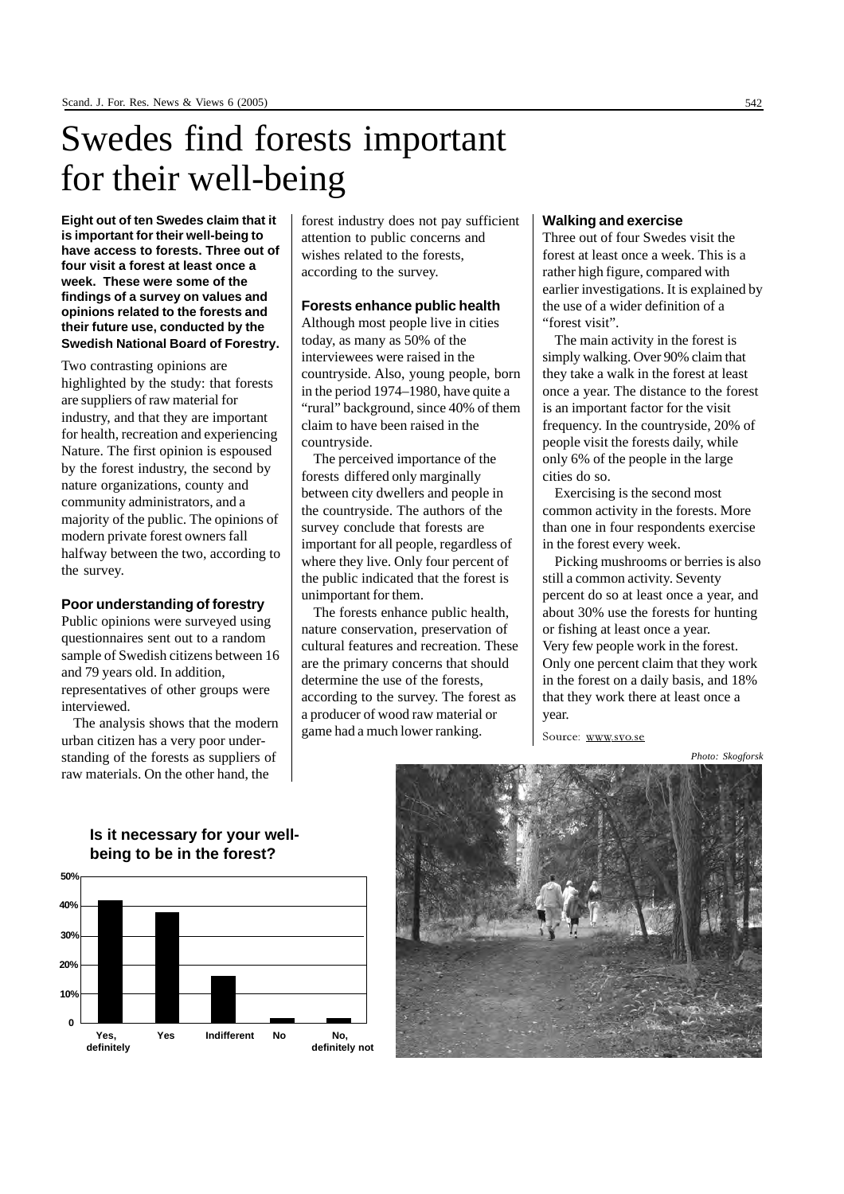# Swedes find forests important for their well-being

**Eight out of ten Swedes claim that it is important for their well-being to have access to forests. Three out of four visit a forest at least once a week. These were some of the findings of a survey on values and opinions related to the forests and their future use, conducted by the Swedish National Board of Forestry.**

Two contrasting opinions are highlighted by the study: that forests are suppliers of raw material for industry, and that they are important for health, recreation and experiencing Nature. The first opinion is espoused by the forest industry, the second by nature organizations, county and community administrators, and a majority of the public. The opinions of modern private forest owners fall halfway between the two, according to the survey.

### Poor understanding of forestry

Public opinions were surveyed using questionnaires sent out to a random sample of Swedish citizens between 16 and 79 years old. In addition, representatives of other groups were interviewed.

The analysis shows that the modern urban citizen has a very poor understanding of the forests as suppliers of raw materials. On the other hand, the forest industry does not pay sufficient attention to public concerns and wishes related to the forests, according to the survey.

### Forests enhance public health

Although most people live in cities today, as many as 50% of the interviewees were raised in the countryside. Also, young people, born in the period 1974–1980, have quite a "rural" background, since 40% of them claim to have been raised in the countryside.

The perceived importance of the forests differed only marginally between city dwellers and people in the countryside. The authors of the survey conclude that forests are important for all people, regardless of where they live. Only four percent of the public indicated that the forest is unimportant for them.

The forests enhance public health, nature conservation, preservation of cultural features and recreation. These are the primary concerns that should determine the use of the forests, according to the survey. The forest as a producer of wood raw material or game had a much lower ranking.

### Walking and exercise

Three out of four Swedes visit the forest at least once a week. This is a rather high figure, compared with earlier investigations. It is explained by the use of a wider definition of a "forest visit".

The main activity in the forest is simply walking. Over 90% claim that they take a walk in the forest at least once a year. The distance to the forest is an important factor for the visit frequency. In the countryside, 20% of people visit the forests daily, while only 6% of the people in the large cities do so.

Exercising is the second most common activity in the forests. More than one in four respondents exercise in the forest every week.

Picking mushrooms or berries is also still a common activity. Seventy percent do so at least once a year, and about 30% use the forests for hunting or fishing at least once a year. Very few people work in the forest. Only one percent claim that they work in the forest on a daily basis, and 18% that they work there at least once a year.

Source: www.svo.se

**Is it necessary for your well-being to be in the forest?**

| Yes, definitely | Yes | Indifferent | No | No, definitely not |
|---|---|---|---|---|
| ~42% | ~38% | ~16% | ~2% | ~2% |

*Photo: Skogforsk*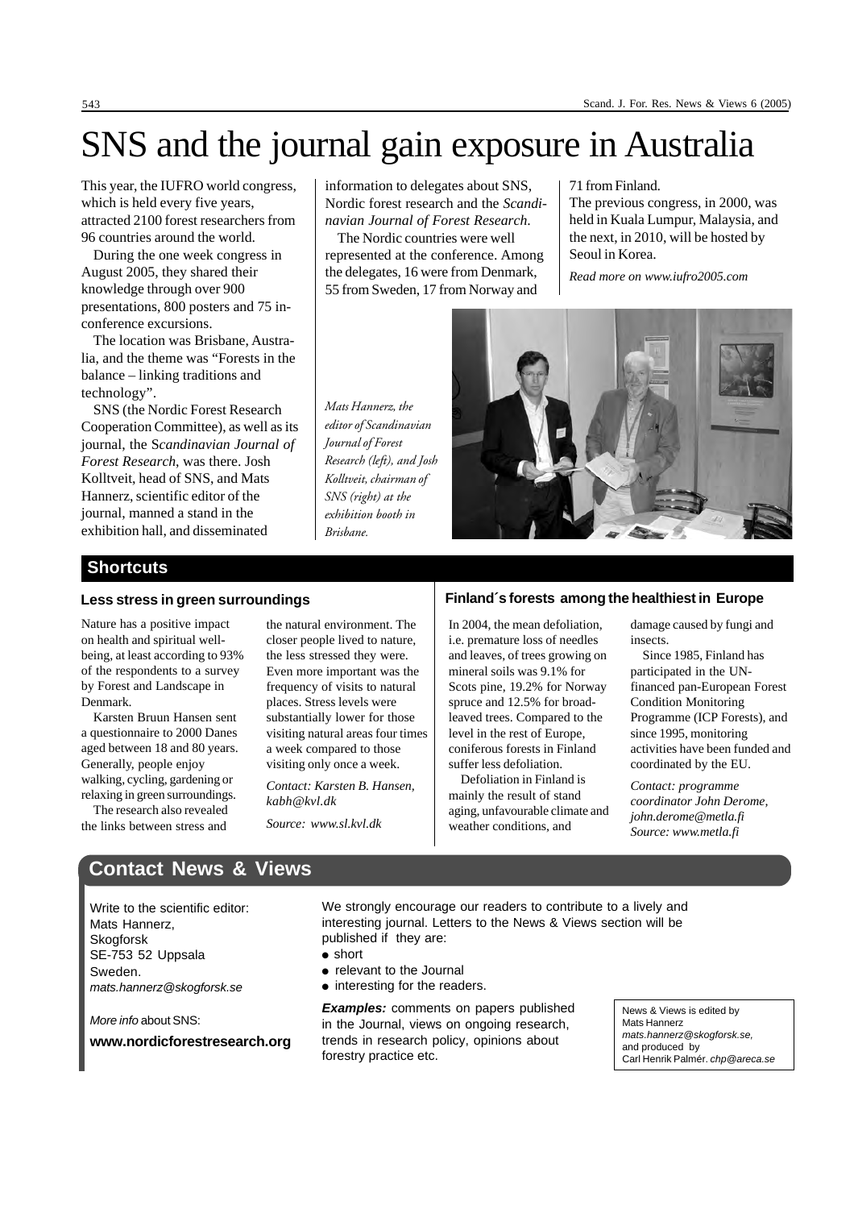# SNS and the journal gain exposure in Australia

This year, the IUFRO world congress, which is held every five years, attracted 2100 forest researchers from 96 countries around the world.

During the one week congress in August 2005, they shared their knowledge through over 900 presentations, 800 posters and 75 in-conference excursions.

The location was Brisbane, Australia, and the theme was "Forests in the balance – linking traditions and technology".

SNS (the Nordic Forest Research Cooperation Committee), as well as its journal, the *Scandinavian Journal of Forest Research*, was there. Josh Kolltveit, head of SNS, and Mats Hannerz, scientific editor of the journal, manned a stand in the exhibition hall, and disseminated information to delegates about SNS, Nordic forest research and the *Scandinavian Journal of Forest Research*.

The Nordic countries were well represented at the conference. Among the delegates, 16 were from Denmark, 55 from Sweden, 17 from Norway and 71 from Finland.

The previous congress, in 2000, was held in Kuala Lumpur, Malaysia, and the next, in 2010, will be hosted by Seoul in Korea.

*Read more on www.iufro2005.com*

*Mats Hannerz, the editor of Scandinavian Journal of Forest Research (left), and Josh Kolltveit, chairman of SNS (right) at the exhibition booth in Brisbane.*

## Shortcuts

### Less stress in green surroundings

Nature has a positive impact on health and spiritual well-being, at least according to 93% of the respondents to a survey by Forest and Landscape in Denmark.

Karsten Bruun Hansen sent a questionnaire to 2000 Danes aged between 18 and 80 years. Generally, people enjoy walking, cycling, gardening or relaxing in green surroundings.

The research also revealed the links between stress and the natural environment. The closer people lived to nature, the less stressed they were. Even more important was the frequency of visits to natural places. Stress levels were substantially lower for those visiting natural areas four times a week compared to those visiting only once a week.

*Contact: Karsten B. Hansen, kabh@kvl.dk*

*Source: www.sl.kvl.dk*

### Finland´s forests among the healthiest in Europe

In 2004, the mean defoliation, i.e. premature loss of needles and leaves, of trees growing on mineral soils was 9.1% for Scots pine, 19.2% for Norway spruce and 12.5% for broad-leaved trees. Compared to the level in the rest of Europe, coniferous forests in Finland suffer less defoliation.

Defoliation in Finland is mainly the result of stand aging, unfavourable climate and weather conditions, and damage caused by fungi and insects.

Since 1985, Finland has participated in the UN-financed pan-European Forest Condition Monitoring Programme (ICP Forests), and since 1995, monitoring activities have been funded and coordinated by the EU.

*Contact: programme coordinator John Derome, john.derome@metla.fi*
*Source: www.metla.fi*

## Contact News & Views

Write to the scientific editor:
Mats Hannerz,
Skogforsk
SE-753 52 Uppsala
Sweden.
*mats.hannerz@skogforsk.se*

*More info* about SNS:

**www.nordicforestresearch.org**

We strongly encourage our readers to contribute to a lively and interesting journal. Letters to the News & Views section will be published if they are:

- short
- relevant to the Journal
- interesting for the readers.

***Examples:*** comments on papers published in the Journal, views on ongoing research, trends in research policy, opinions about forestry practice etc.

News & Views is edited by Mats Hannerz *mats.hannerz@skogforsk.se,* and produced by Carl Henrik Palmér. *chp@areca.se*